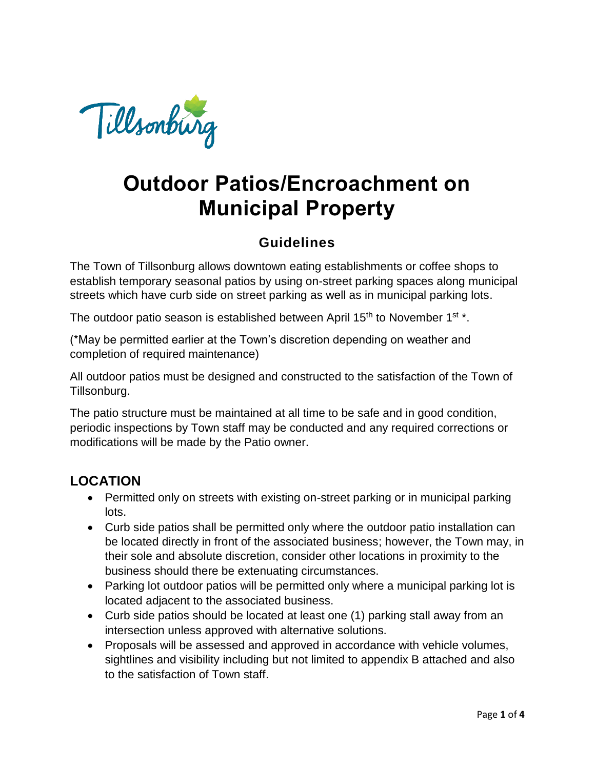# Outdoor Patios/Encroachment on Municipal Property

## Guidelines

The Town of Tillsonburg allows downtown eating establishments or coffee shops to establish temporary seasonal patios by using on-street parking spaces along municipal streets which have curb side on street parking as well as in municipal parking lots.

The outdoor patio season is established between April 15th to November 1st *.

(*May be permitted earlier at the Town's discretion depending on weather and completion of required maintenance)

All outdoor patios must be designed and constructed to the satisfaction of the Town of Tillsonburg.

The patio structure must be maintained at all time to be safe and in good condition, periodic inspections by Town staff may be conducted and any required corrections or modifications will be made by the Patio owner.

### LOCATION

- Permitted only on streets with existing on-street parking or in municipal parking lots.
- Curb side patios shall be permitted only where the outdoor patio installation can be located directly in front of the associated business; however, the Town may, in their sole and absolute discretion, consider other locations in proximity to the business should there be extenuating circumstances.
- Parking lot outdoor patios will be permitted only where a municipal parking lot is located adjacent to the associated business.
- Curb side patios should be located at least one (1) parking stall away from an intersection unless approved with alternative solutions.
- Proposals will be assessed and approved in accordance with vehicle volumes, sightlines and visibility including but not limited to appendix B attached and also to the satisfaction of Town staff.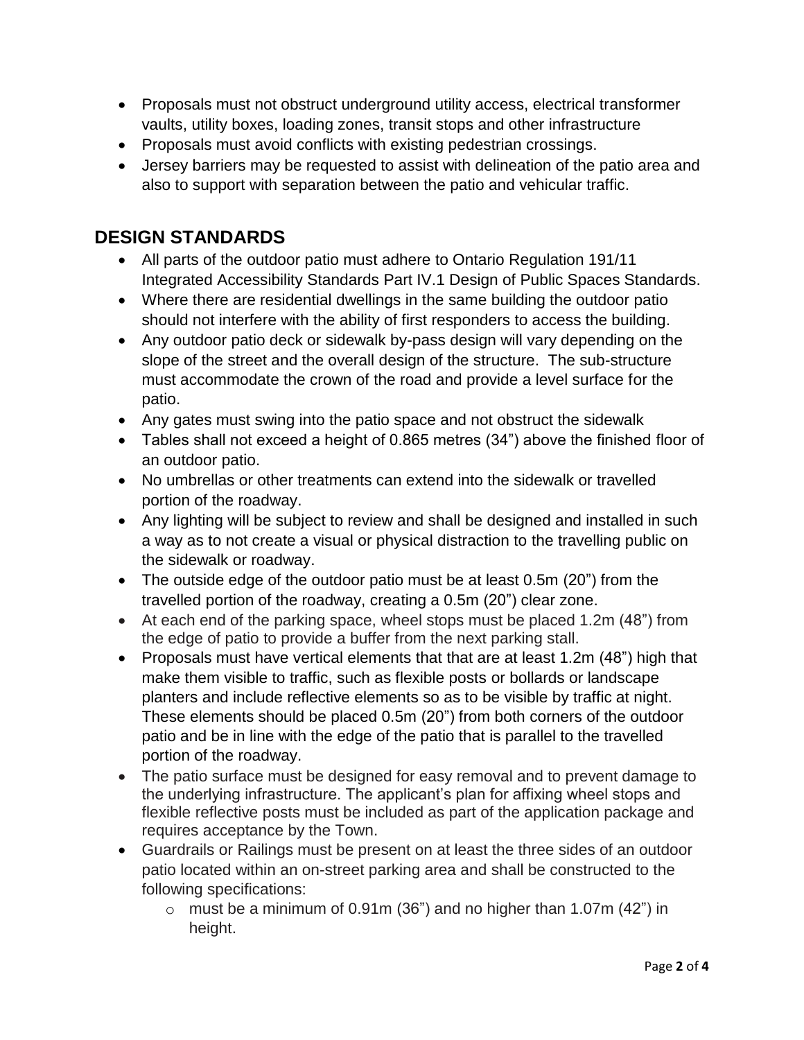- Proposals must not obstruct underground utility access, electrical transformer vaults, utility boxes, loading zones, transit stops and other infrastructure
- Proposals must avoid conflicts with existing pedestrian crossings.
- Jersey barriers may be requested to assist with delineation of the patio area and also to support with separation between the patio and vehicular traffic.

## DESIGN STANDARDS

- All parts of the outdoor patio must adhere to Ontario Regulation 191/11 Integrated Accessibility Standards Part IV.1 Design of Public Spaces Standards.
- Where there are residential dwellings in the same building the outdoor patio should not interfere with the ability of first responders to access the building.
- Any outdoor patio deck or sidewalk by-pass design will vary depending on the slope of the street and the overall design of the structure. The sub-structure must accommodate the crown of the road and provide a level surface for the patio.
- Any gates must swing into the patio space and not obstruct the sidewalk
- Tables shall not exceed a height of 0.865 metres (34") above the finished floor of an outdoor patio.
- No umbrellas or other treatments can extend into the sidewalk or travelled portion of the roadway.
- Any lighting will be subject to review and shall be designed and installed in such a way as to not create a visual or physical distraction to the travelling public on the sidewalk or roadway.
- The outside edge of the outdoor patio must be at least 0.5m (20") from the travelled portion of the roadway, creating a 0.5m (20") clear zone.
- At each end of the parking space, wheel stops must be placed 1.2m (48") from the edge of patio to provide a buffer from the next parking stall.
- Proposals must have vertical elements that that are at least 1.2m (48") high that make them visible to traffic, such as flexible posts or bollards or landscape planters and include reflective elements so as to be visible by traffic at night. These elements should be placed 0.5m (20") from both corners of the outdoor patio and be in line with the edge of the patio that is parallel to the travelled portion of the roadway.
- The patio surface must be designed for easy removal and to prevent damage to the underlying infrastructure. The applicant's plan for affixing wheel stops and flexible reflective posts must be included as part of the application package and requires acceptance by the Town.
- Guardrails or Railings must be present on at least the three sides of an outdoor patio located within an on-street parking area and shall be constructed to the following specifications:
  - must be a minimum of 0.91m (36") and no higher than 1.07m (42") in height.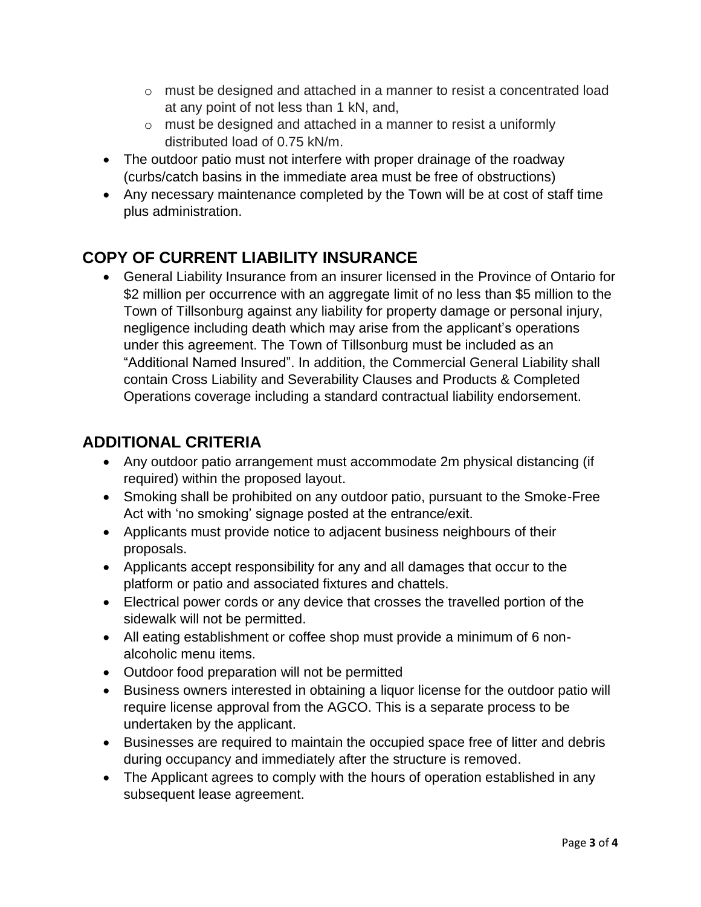- must be designed and attached in a manner to resist a concentrated load at any point of not less than 1 kN, and,
  - must be designed and attached in a manner to resist a uniformly distributed load of 0.75 kN/m.
- The outdoor patio must not interfere with proper drainage of the roadway (curbs/catch basins in the immediate area must be free of obstructions)
- Any necessary maintenance completed by the Town will be at cost of staff time plus administration.

## COPY OF CURRENT LIABILITY INSURANCE

- General Liability Insurance from an insurer licensed in the Province of Ontario for $2 million per occurrence with an aggregate limit of no less than $5 million to the Town of Tillsonburg against any liability for property damage or personal injury, negligence including death which may arise from the applicant's operations under this agreement. The Town of Tillsonburg must be included as an "Additional Named Insured". In addition, the Commercial General Liability shall contain Cross Liability and Severability Clauses and Products & Completed Operations coverage including a standard contractual liability endorsement.

## ADDITIONAL CRITERIA

- Any outdoor patio arrangement must accommodate 2m physical distancing (if required) within the proposed layout.
- Smoking shall be prohibited on any outdoor patio, pursuant to the Smoke-Free Act with 'no smoking' signage posted at the entrance/exit.
- Applicants must provide notice to adjacent business neighbours of their proposals.
- Applicants accept responsibility for any and all damages that occur to the platform or patio and associated fixtures and chattels.
- Electrical power cords or any device that crosses the travelled portion of the sidewalk will not be permitted.
- All eating establishment or coffee shop must provide a minimum of 6 non-alcoholic menu items.
- Outdoor food preparation will not be permitted
- Business owners interested in obtaining a liquor license for the outdoor patio will require license approval from the AGCO. This is a separate process to be undertaken by the applicant.
- Businesses are required to maintain the occupied space free of litter and debris during occupancy and immediately after the structure is removed.
- The Applicant agrees to comply with the hours of operation established in any subsequent lease agreement.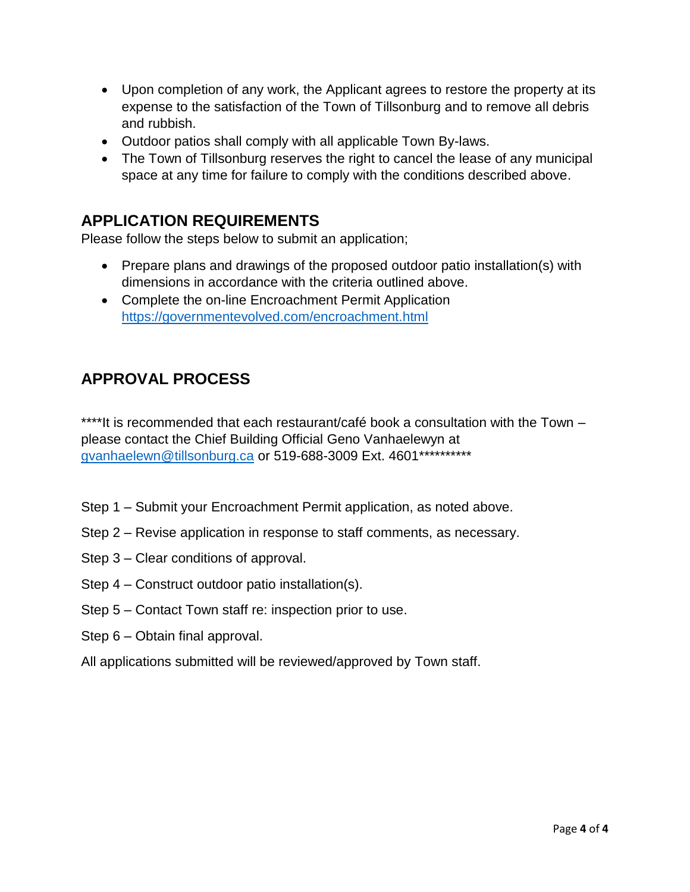- Upon completion of any work, the Applicant agrees to restore the property at its expense to the satisfaction of the Town of Tillsonburg and to remove all debris and rubbish.
- Outdoor patios shall comply with all applicable Town By-laws.
- The Town of Tillsonburg reserves the right to cancel the lease of any municipal space at any time for failure to comply with the conditions described above.

## APPLICATION REQUIREMENTS

Please follow the steps below to submit an application;

- Prepare plans and drawings of the proposed outdoor patio installation(s) with dimensions in accordance with the criteria outlined above.
- Complete the on-line Encroachment Permit Application https://governmentevolved.com/encroachment.html

## APPROVAL PROCESS

****It is recommended that each restaurant/café book a consultation with the Town – please contact the Chief Building Official Geno Vanhaelewyn at gvanhaelewn@tillsonburg.ca or 519-688-3009 Ext. 4601**********

Step 1 – Submit your Encroachment Permit application, as noted above.

Step 2 – Revise application in response to staff comments, as necessary.

Step 3 – Clear conditions of approval.

Step 4 – Construct outdoor patio installation(s).

Step 5 – Contact Town staff re: inspection prior to use.

Step 6 – Obtain final approval.

All applications submitted will be reviewed/approved by Town staff.